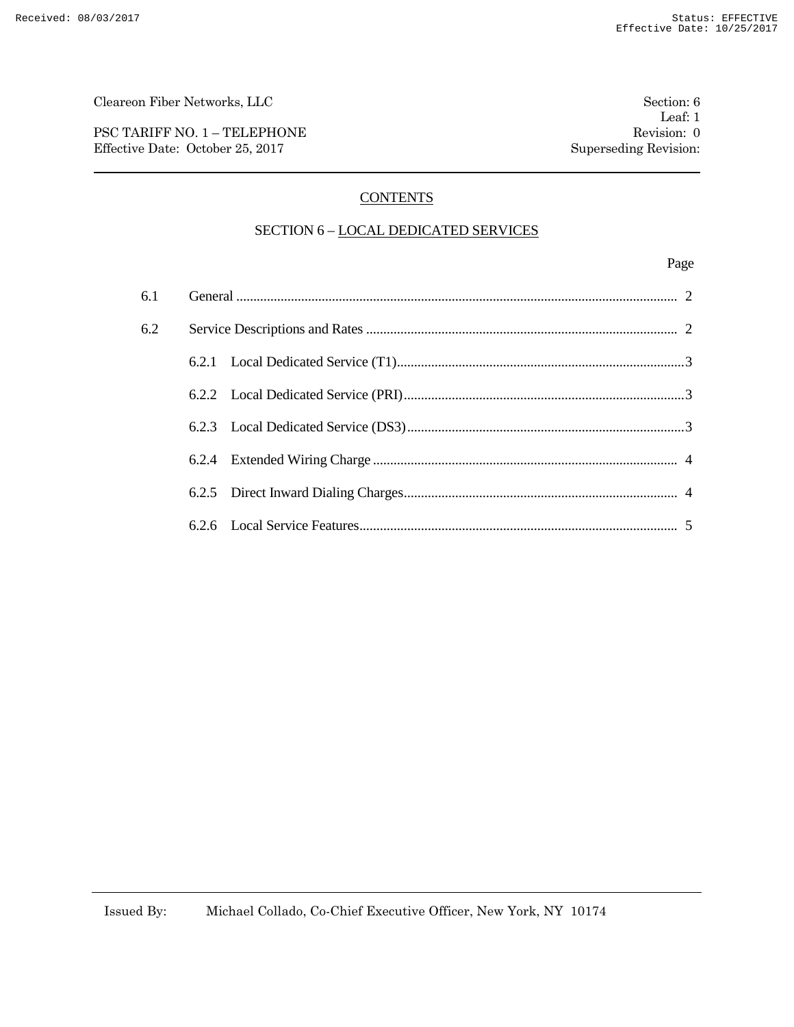## CONTENTS

### SECTION 6 – LOCAL DEDICATED SERVICES

| | | Page |
|---|---|---|
| 6.1 | General | 2 |
| 6.2 | Service Descriptions and Rates | 2 |
| | 6.2.1 Local Dedicated Service (T1) | 3 |
| | 6.2.2 Local Dedicated Service (PRI) | 3 |
| | 6.2.3 Local Dedicated Service (DS3) | 3 |
| | 6.2.4 Extended Wiring Charge | 4 |
| | 6.2.5 Direct Inward Dialing Charges | 4 |
| | 6.2.6 Local Service Features | 5 |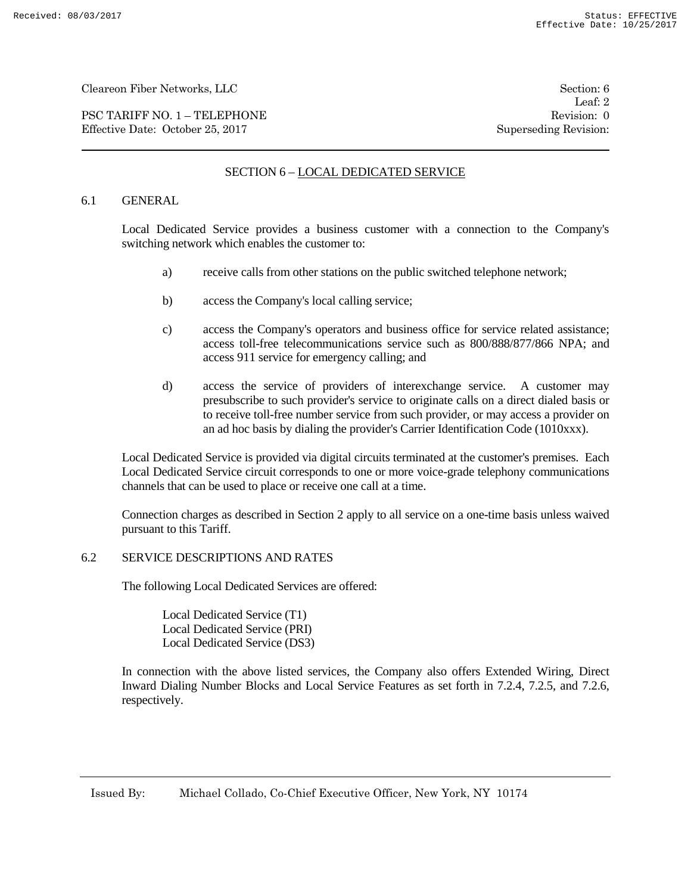# SECTION 6 – LOCAL DEDICATED SERVICE

## 6.1 GENERAL

Local Dedicated Service provides a business customer with a connection to the Company's switching network which enables the customer to:

a) receive calls from other stations on the public switched telephone network;

b) access the Company's local calling service;

c) access the Company's operators and business office for service related assistance; access toll-free telecommunications service such as 800/888/877/866 NPA; and access 911 service for emergency calling; and

d) access the service of providers of interexchange service. A customer may presubscribe to such provider's service to originate calls on a direct dialed basis or to receive toll-free number service from such provider, or may access a provider on an ad hoc basis by dialing the provider's Carrier Identification Code (1010xxx).

Local Dedicated Service is provided via digital circuits terminated at the customer's premises. Each Local Dedicated Service circuit corresponds to one or more voice-grade telephony communications channels that can be used to place or receive one call at a time.

Connection charges as described in Section 2 apply to all service on a one-time basis unless waived pursuant to this Tariff.

## 6.2 SERVICE DESCRIPTIONS AND RATES

The following Local Dedicated Services are offered:

Local Dedicated Service (T1)
Local Dedicated Service (PRI)
Local Dedicated Service (DS3)

In connection with the above listed services, the Company also offers Extended Wiring, Direct Inward Dialing Number Blocks and Local Service Features as set forth in 7.2.4, 7.2.5, and 7.2.6, respectively.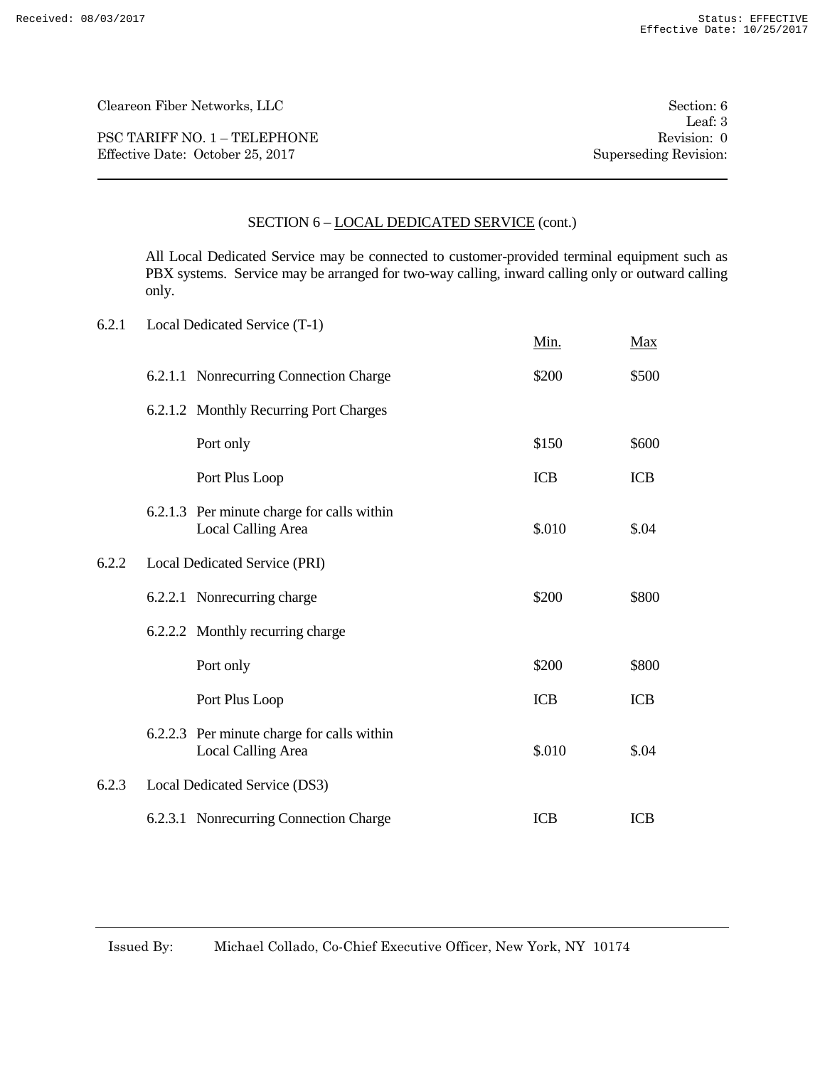## SECTION 6 – LOCAL DEDICATED SERVICE (cont.)

All Local Dedicated Service may be connected to customer-provided terminal equipment such as PBX systems. Service may be arranged for two-way calling, inward calling only or outward calling only.

| | | Min. | Max |
|---|---|---|---|
| **6.2.1** | **Local Dedicated Service (T-1)** | | |
| 6.2.1.1 | Nonrecurring Connection Charge | $200 | $500 |
| 6.2.1.2 | Monthly Recurring Port Charges | | |
| | Port only | $150 | $600 |
| | Port Plus Loop | ICB | ICB |
| 6.2.1.3 | Per minute charge for calls within Local Calling Area | $.010 | $.04 |
| **6.2.2** | **Local Dedicated Service (PRI)** | | |
| 6.2.2.1 | Nonrecurring charge | $200 | $800 |
| 6.2.2.2 | Monthly recurring charge | | |
| | Port only | $200 | $800 |
| | Port Plus Loop | ICB | ICB |
| 6.2.2.3 | Per minute charge for calls within Local Calling Area | $.010 | $.04 |
| **6.2.3** | **Local Dedicated Service (DS3)** | | |
| 6.2.3.1 | Nonrecurring Connection Charge | ICB | ICB |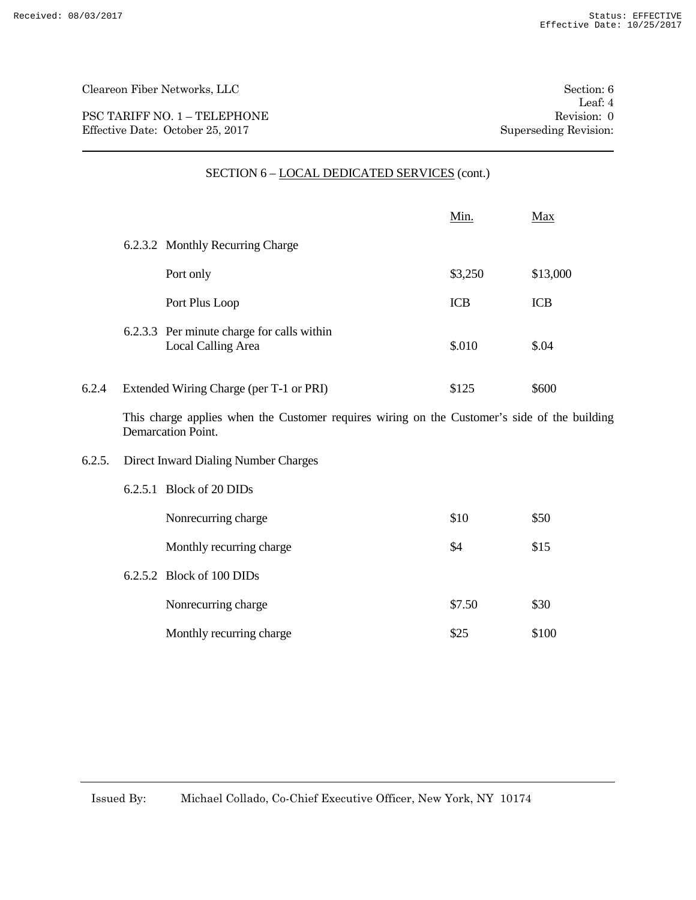Cleareon Fiber Networks, LLC | Section: 6
Leaf: 4
PSC TARIFF NO. 1 – TELEPHONE | Revision: 0
Effective Date: October 25, 2017 | Superseding Revision:

## SECTION 6 – LOCAL DEDICATED SERVICES (cont.)

| | | Min. | Max |
|---|---|---|---|
| 6.2.3.2 | Monthly Recurring Charge | | |
| | Port only | $3,250 | $13,000 |
| | Port Plus Loop | ICB | ICB |
| 6.2.3.3 | Per minute charge for calls within Local Calling Area | $.010 | $.04 |

| | | Min. | Max |
|---|---|---|---|
| 6.2.4 | Extended Wiring Charge (per T-1 or PRI) | $125 | $600 |

This charge applies when the Customer requires wiring on the Customer's side of the building Demarcation Point.

6.2.5. Direct Inward Dialing Number Charges

| | | Min. | Max |
|---|---|---|---|
| 6.2.5.1 | Block of 20 DIDs | | |
| | Nonrecurring charge | $10 | $50 |
| | Monthly recurring charge | $4 | $15 |
| 6.2.5.2 | Block of 100 DIDs | | |
| | Nonrecurring charge | $7.50 | $30 |
| | Monthly recurring charge | $25 | $100 |

Issued By: Michael Collado, Co-Chief Executive Officer, New York, NY 10174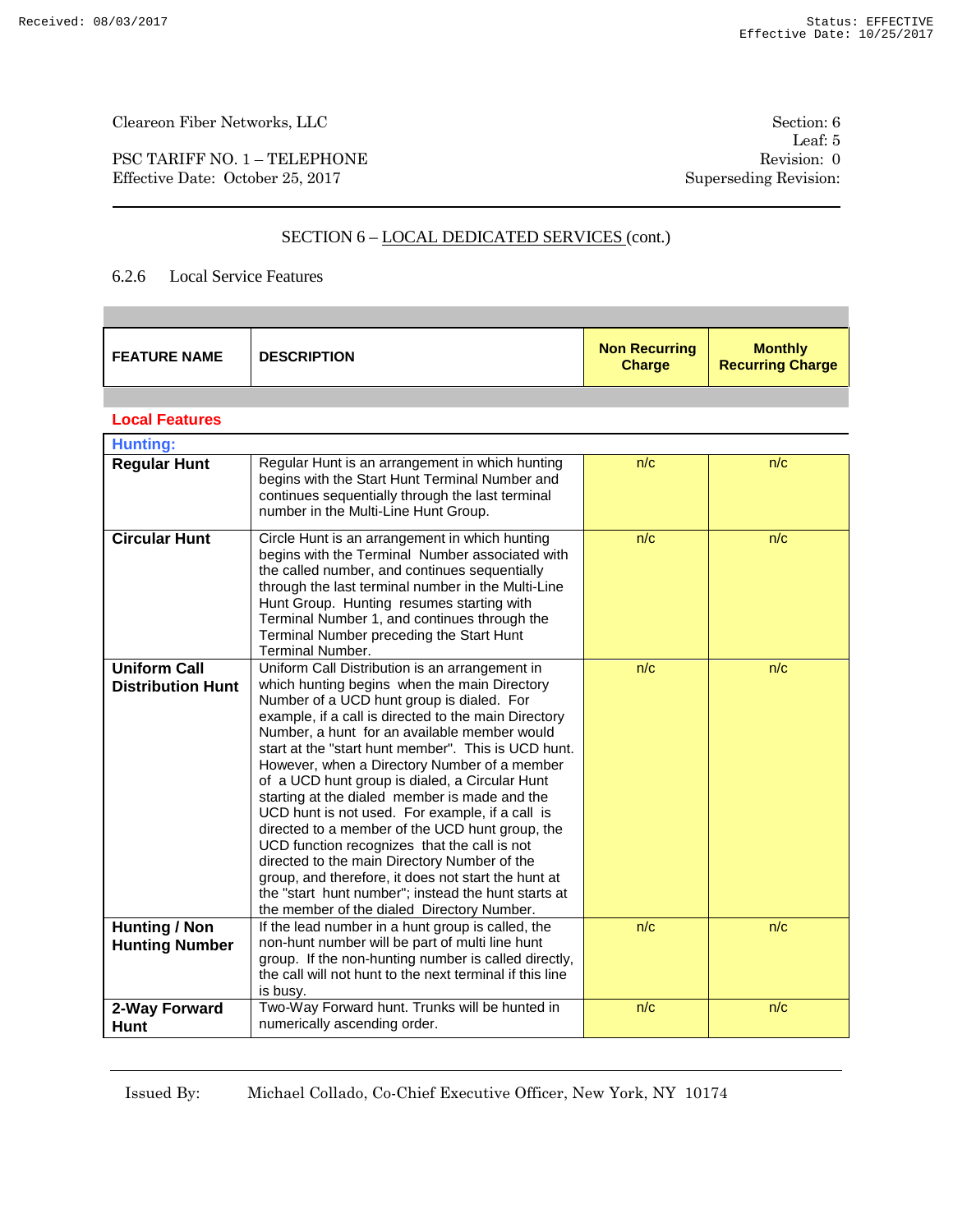Cleareon Fiber Networks, LLC

PSC TARIFF NO. 1 – TELEPHONE
Effective Date: October 25, 2017

Section: 6
Leaf: 5
Revision: 0
Superseding Revision:

## SECTION 6 – LOCAL DEDICATED SERVICES (cont.)

### 6.2.6 Local Service Features

| FEATURE NAME | DESCRIPTION | Non Recurring Charge | Monthly Recurring Charge |
|---|---|---|---|
| **Local Features** | | | |
| **Hunting:** | | | |
| **Regular Hunt** | Regular Hunt is an arrangement in which hunting begins with the Start Hunt Terminal Number and continues sequentially through the last terminal number in the Multi-Line Hunt Group. | n/c | n/c |
| **Circular Hunt** | Circle Hunt is an arrangement in which hunting begins with the Terminal Number associated with the called number, and continues sequentially through the last terminal number in the Multi-Line Hunt Group. Hunting resumes starting with Terminal Number 1, and continues through the Terminal Number preceding the Start Hunt Terminal Number. | n/c | n/c |
| **Uniform Call Distribution Hunt** | Uniform Call Distribution is an arrangement in which hunting begins when the main Directory Number of a UCD hunt group is dialed. For example, if a call is directed to the main Directory Number, a hunt for an available member would start at the "start hunt member". This is UCD hunt. However, when a Directory Number of a member of a UCD hunt group is dialed, a Circular Hunt starting at the dialed member is made and the UCD hunt is not used. For example, if a call is directed to a member of the UCD hunt group, the UCD function recognizes that the call is not directed to the main Directory Number of the group, and therefore, it does not start the hunt at the "start hunt number"; instead the hunt starts at the member of the dialed Directory Number. | n/c | n/c |
| **Hunting / Non Hunting Number** | If the lead number in a hunt group is called, the non-hunt number will be part of multi line hunt group. If the non-hunting number is called directly, the call will not hunt to the next terminal if this line is busy. | n/c | n/c |
| **2-Way Forward Hunt** | Two-Way Forward hunt. Trunks will be hunted in numerically ascending order. | n/c | n/c |

Issued By: Michael Collado, Co-Chief Executive Officer, New York, NY 10174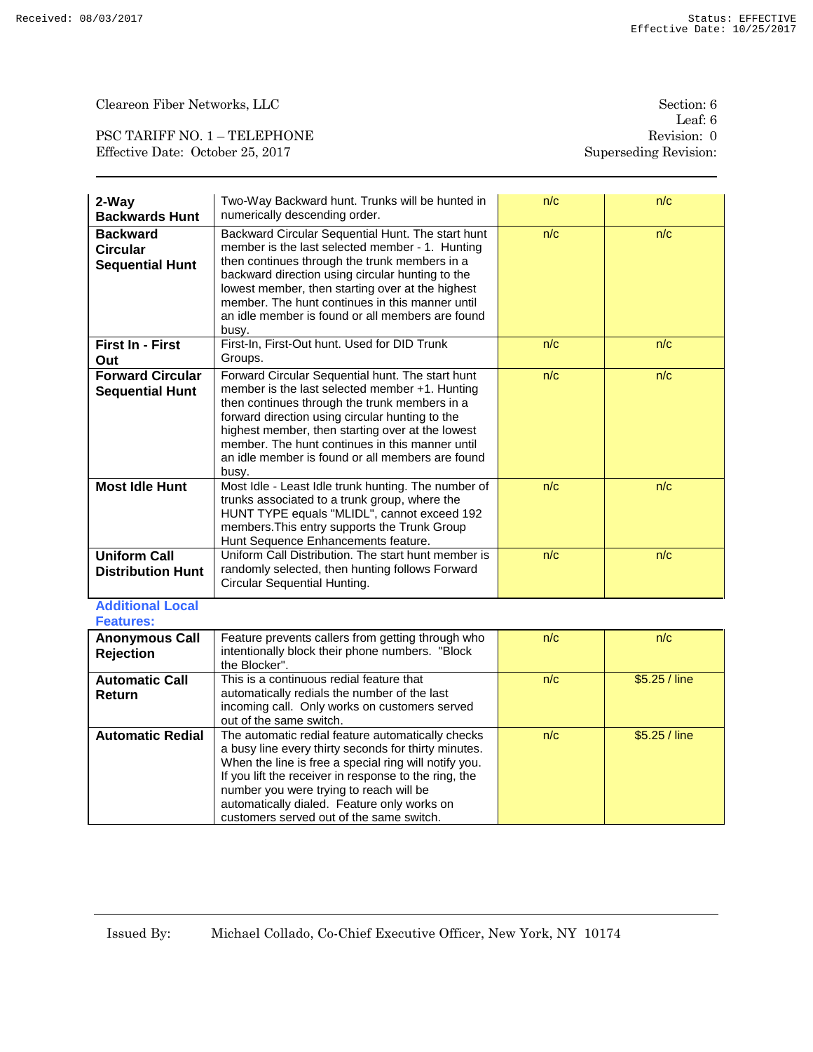| | | | |
|---|---|---|---|
| **2-Way Backwards Hunt** | Two-Way Backward hunt. Trunks will be hunted in numerically descending order. | n/c | n/c |
| **Backward Circular Sequential Hunt** | Backward Circular Sequential Hunt. The start hunt member is the last selected member - 1. Hunting then continues through the trunk members in a backward direction using circular hunting to the lowest member, then starting over at the highest member. The hunt continues in this manner until an idle member is found or all members are found busy. | n/c | n/c |
| **First In - First Out** | First-In, First-Out hunt. Used for DID Trunk Groups. | n/c | n/c |
| **Forward Circular Sequential Hunt** | Forward Circular Sequential hunt. The start hunt member is the last selected member +1. Hunting then continues through the trunk members in a forward direction using circular hunting to the highest member, then starting over at the lowest member. The hunt continues in this manner until an idle member is found or all members are found busy. | n/c | n/c |
| **Most Idle Hunt** | Most Idle - Least Idle trunk hunting. The number of trunks associated to a trunk group, where the HUNT TYPE equals "MLIDL", cannot exceed 192 members.This entry supports the Trunk Group Hunt Sequence Enhancements feature. | n/c | n/c |
| **Uniform Call Distribution Hunt** | Uniform Call Distribution. The start hunt member is randomly selected, then hunting follows Forward Circular Sequential Hunting. | n/c | n/c |

**Additional Local Features:**

| | | | |
|---|---|---|---|
| **Anonymous Call Rejection** | Feature prevents callers from getting through who intentionally block their phone numbers. "Block the Blocker". | n/c | n/c |
| **Automatic Call Return** | This is a continuous redial feature that automatically redials the number of the last incoming call. Only works on customers served out of the same switch. | n/c | $5.25 / line |
| **Automatic Redial** | The automatic redial feature automatically checks a busy line every thirty seconds for thirty minutes. When the line is free a special ring will notify you. If you lift the receiver in response to the ring, the number you were trying to reach will be automatically dialed. Feature only works on customers served out of the same switch. | n/c | $5.25 / line |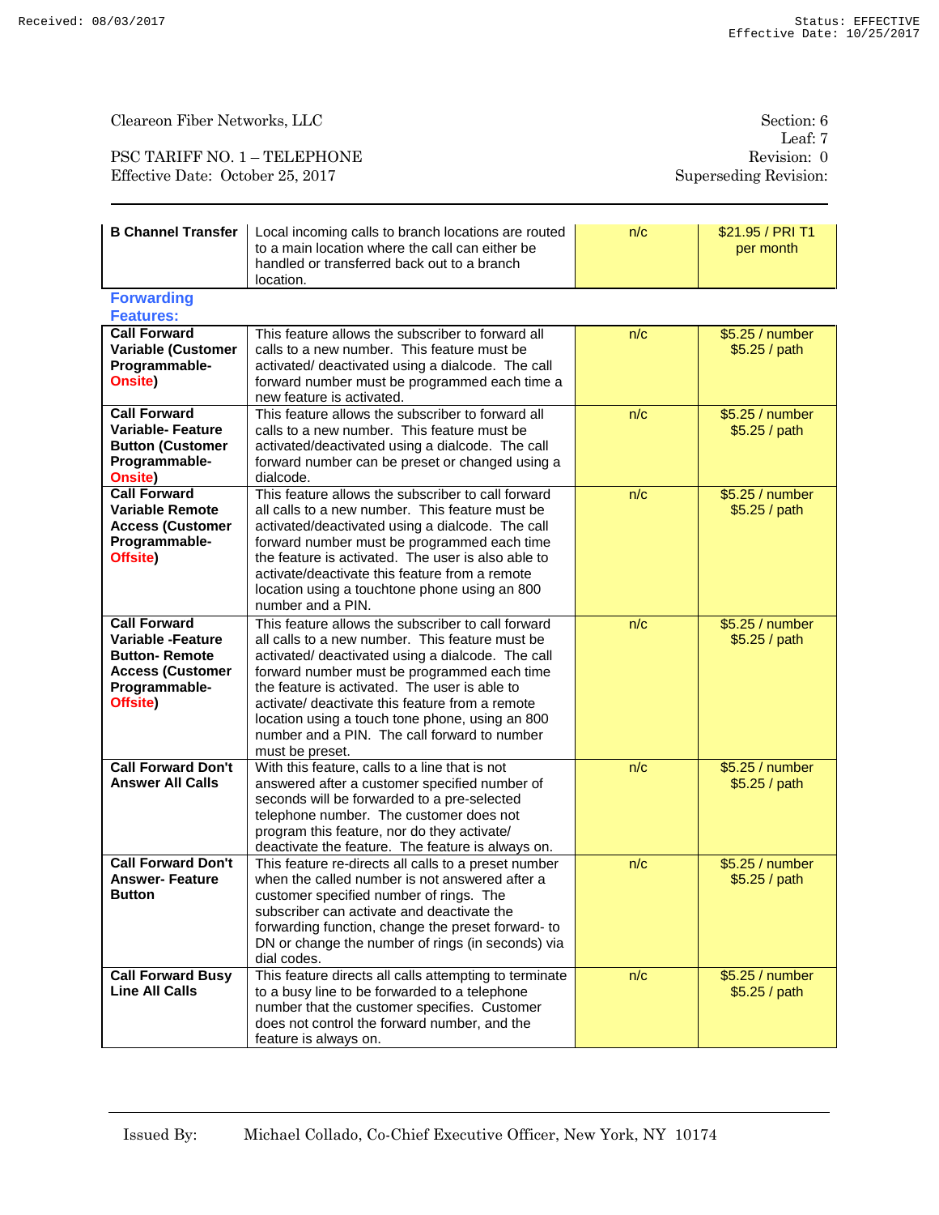Clearеon Fiber Networks, LLC

PSC TARIFF NO. 1 – TELEPHONE
Effective Date: October 25, 2017

Section: 6
Leaf: 7
Revision: 0
Superseding Revision:

| | | | |
|---|---|---|---|
| **B Channel Transfer** | Local incoming calls to branch locations are routed to a main location where the call can either be handled or transferred back out to a branch location. | n/c | $21.95 / PRI T1 per month |

**Forwarding Features:**

| | | | |
|---|---|---|---|
| **Call Forward Variable (Customer Programmable-Onsite)** | This feature allows the subscriber to forward all calls to a new number. This feature must be activated/ deactivated using a dialcode. The call forward number must be programmed each time a new feature is activated. | n/c | $5.25 / number<br>$5.25 / path |
| **Call Forward Variable- Feature Button (Customer Programmable-Onsite)** | This feature allows the subscriber to forward all calls to a new number. This feature must be activated/deactivated using a dialcode. The call forward number can be preset or changed using a dialcode. | n/c | $5.25 / number<br>$5.25 / path |
| **Call Forward Variable Remote Access (Customer Programmable-Offsite)** | This feature allows the subscriber to call forward all calls to a new number. This feature must be activated/deactivated using a dialcode. The call forward number must be programmed each time the feature is activated. The user is also able to activate/deactivate this feature from a remote location using a touchtone phone using an 800 number and a PIN. | n/c | $5.25 / number<br>$5.25 / path |
| **Call Forward Variable -Feature Button- Remote Access (Customer Programmable-Offsite)** | This feature allows the subscriber to call forward all calls to a new number. This feature must be activated/ deactivated using a dialcode. The call forward number must be programmed each time the feature is activated. The user is able to activate/ deactivate this feature from a remote location using a touch tone phone, using an 800 number and a PIN. The call forward to number must be preset. | n/c | $5.25 / number<br>$5.25 / path |
| **Call Forward Don't Answer All Calls** | With this feature, calls to a line that is not answered after a customer specified number of seconds will be forwarded to a pre-selected telephone number. The customer does not program this feature, nor do they activate/ deactivate the feature. The feature is always on. | n/c | $5.25 / number<br>$5.25 / path |
| **Call Forward Don't Answer- Feature Button** | This feature re-directs all calls to a preset number when the called number is not answered after a customer specified number of rings. The subscriber can activate and deactivate the forwarding function, change the preset forward- to DN or change the number of rings (in seconds) via dial codes. | n/c | $5.25 / number<br>$5.25 / path |
| **Call Forward Busy Line All Calls** | This feature directs all calls attempting to terminate to a busy line to be forwarded to a telephone number that the customer specifies. Customer does not control the forward number, and the feature is always on. | n/c | $5.25 / number<br>$5.25 / path |

Issued By: Michael Collado, Co-Chief Executive Officer, New York, NY 10174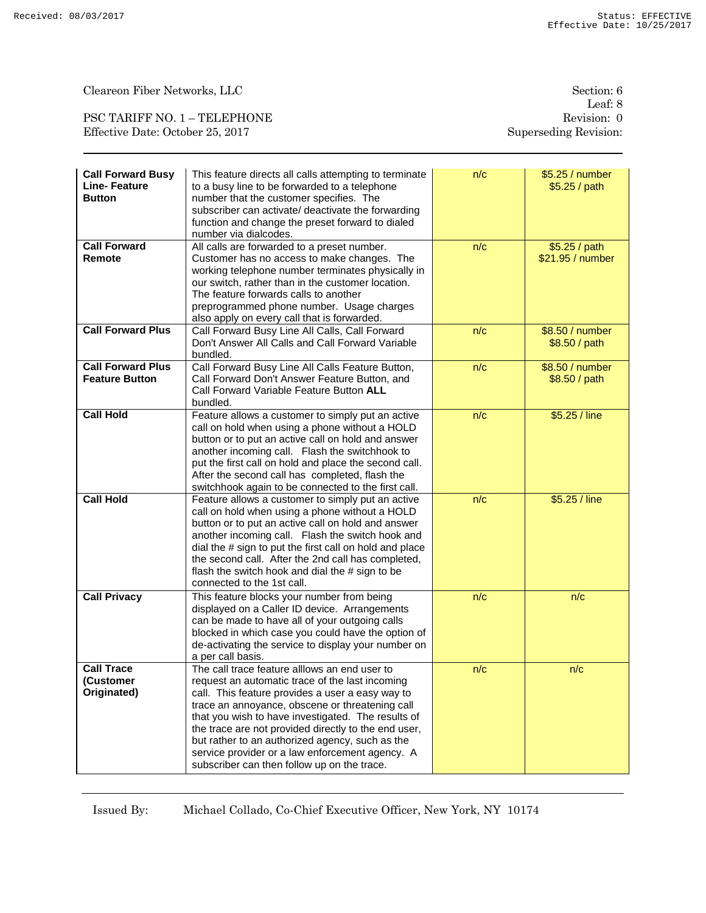Cleareon Fiber Networks, LLC

PSC TARIFF NO. 1 – TELEPHONE
Effective Date: October 25, 2017

Section: 6
Leaf: 8
Revision: 0
Superseding Revision:

| | | | |
|---|---|---|---|
| **Call Forward Busy Line- Feature Button** | This feature directs all calls attempting to terminate to a busy line to be forwarded to a telephone number that the customer specifies. The subscriber can activate/ deactivate the forwarding function and change the preset forward to dialed number via dialcodes. | n/c | $5.25 / number<br>$5.25 / path |
| **Call Forward Remote** | All calls are forwarded to a preset number. Customer has no access to make changes. The working telephone number terminates physically in our switch, rather than in the customer location. The feature forwards calls to another preprogrammed phone number. Usage charges also apply on every call that is forwarded. | n/c | $5.25 / path<br>$21.95 / number |
| **Call Forward Plus** | Call Forward Busy Line All Calls, Call Forward Don't Answer All Calls and Call Forward Variable bundled. | n/c | $8.50 / number<br>$8.50 / path |
| **Call Forward Plus Feature Button** | Call Forward Busy Line All Calls Feature Button, Call Forward Don't Answer Feature Button, and Call Forward Variable Feature Button **ALL** bundled. | n/c | $8.50 / number<br>$8.50 / path |
| **Call Hold** | Feature allows a customer to simply put an active call on hold when using a phone without a HOLD button or to put an active call on hold and answer another incoming call. Flash the switchhook to put the first call on hold and place the second call. After the second call has completed, flash the switchhook again to be connected to the first call. | n/c | $5.25 / line |
| **Call Hold** | Feature allows a customer to simply put an active call on hold when using a phone without a HOLD button or to put an active call on hold and answer another incoming call. Flash the switch hook and dial the # sign to put the first call on hold and place the second call. After the 2nd call has completed, flash the switch hook and dial the # sign to be connected to the 1st call. | n/c | $5.25 / line |
| **Call Privacy** | This feature blocks your number from being displayed on a Caller ID device. Arrangements can be made to have all of your outgoing calls blocked in which case you could have the option of de-activating the service to display your number on a per call basis. | n/c | n/c |
| **Call Trace (Customer Originated)** | The call trace feature alllows an end user to request an automatic trace of the last incoming call. This feature provides a user a easy way to trace an annoyance, obscene or threatening call that you wish to have investigated. The results of the trace are not provided directly to the end user, but rather to an authorized agency, such as the service provider or a law enforcement agency. A subscriber can then follow up on the trace. | n/c | n/c |

Issued By: Michael Collado, Co-Chief Executive Officer, New York, NY 10174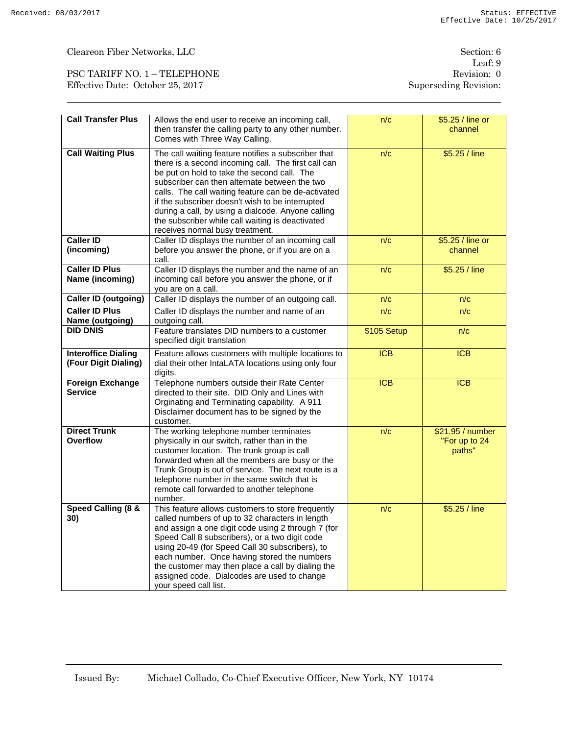| | | | |
|---|---|---|---|
| **Call Transfer Plus** | Allows the end user to receive an incoming call, then transfer the calling party to any other number. Comes with Three Way Calling. | n/c | $5.25 / line or channel |
| **Call Waiting Plus** | The call waiting feature notifies a subscriber that there is a second incoming call. The first call can be put on hold to take the second call. The subscriber can then alternate between the two calls. The call waiting feature can be de-activated if the subscriber doesn't wish to be interrupted during a call, by using a dialcode. Anyone calling the subscriber while call waiting is deactivated receives normal busy treatment. | n/c | $5.25 / line |
| **Caller ID (incoming)** | Caller ID displays the number of an incoming call before you answer the phone, or if you are on a call. | n/c | $5.25 / line or channel |
| **Caller ID Plus Name (incoming)** | Caller ID displays the number and the name of an incoming call before you answer the phone, or if you are on a call. | n/c | $5.25 / line |
| **Caller ID (outgoing)** | Caller ID displays the number of an outgoing call. | n/c | n/c |
| **Caller ID Plus Name (outgoing)** | Caller ID displays the number and name of an outgoing call. | n/c | n/c |
| **DID DNIS** | Feature translates DID numbers to a customer specified digit translation | $105 Setup | n/c |
| **Interoffice Dialing (Four Digit Dialing)** | Feature allows customers with multiple locations to dial their other IntaLATA locations using only four digits. | ICB | ICB |
| **Foreign Exchange Service** | Telephone numbers outside their Rate Center directed to their site. DID Only and Lines with Orginating and Terminating capability. A 911 Disclaimer document has to be signed by the customer. | ICB | ICB |
| **Direct Trunk Overflow** | The working telephone number terminates physically in our switch, rather than in the customer location. The trunk group is call forwarded when all the members are busy or the Trunk Group is out of service. The next route is a telephone number in the same switch that is remote call forwarded to another telephone number. | n/c | $21.95 / number "For up to 24 paths" |
| **Speed Calling (8 & 30)** | This feature allows customers to store frequently called numbers of up to 32 characters in length and assign a one digit code using 2 through 7 (for Speed Call 8 subscribers), or a two digit code using 20-49 (for Speed Call 30 subscribers), to each number. Once having stored the numbers the customer may then place a call by dialing the assigned code. Dialcodes are used to change your speed call list. | n/c | $5.25 / line |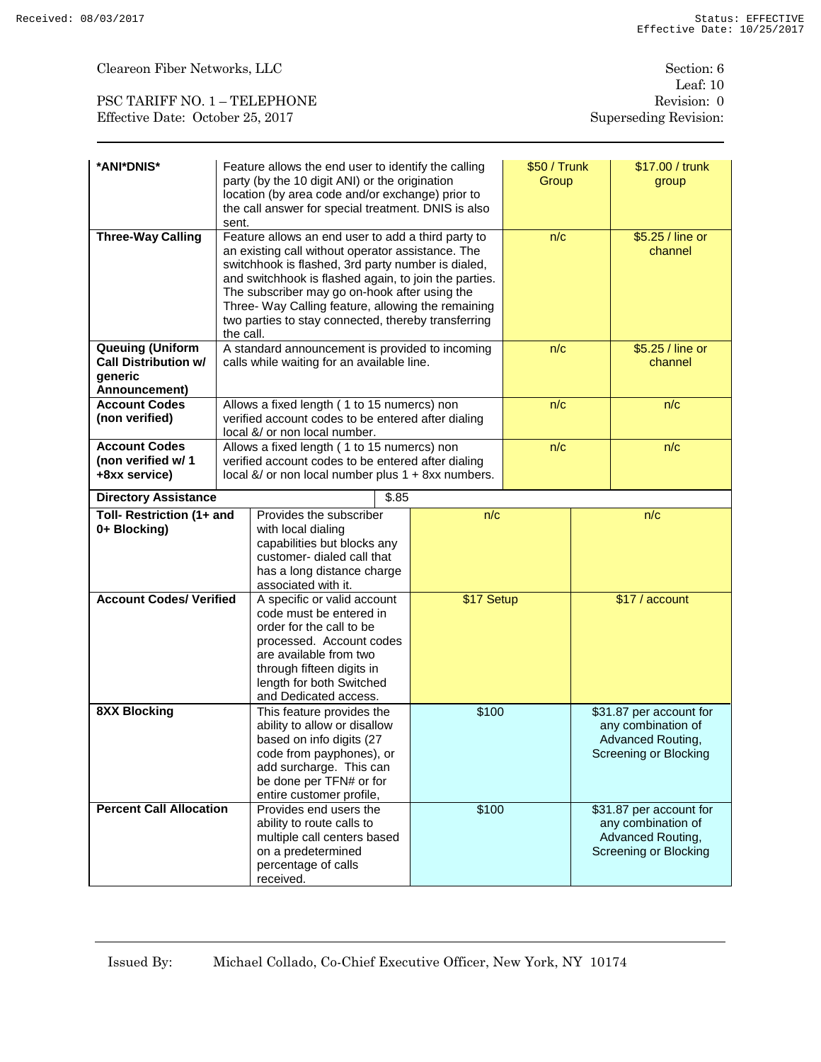Cleareon Fiber Networks, LLC

PSC TARIFF NO. 1 – TELEPHONE
Effective Date: October 25, 2017

Section: 6
Leaf: 10
Revision: 0
Superseding Revision:

| | | | |
|---|---|---|---|
| **\*ANI\*DNIS\*** | Feature allows the end user to identify the calling party (by the 10 digit ANI) or the origination location (by area code and/or exchange) prior to the call answer for special treatment. DNIS is also sent. | $50 / Trunk Group | $17.00 / trunk group |
| **Three-Way Calling** | Feature allows an end user to add a third party to an existing call without operator assistance. The switchhook is flashed, 3rd party number is dialed, and switchhook is flashed again, to join the parties. The subscriber may go on-hook after using the Three- Way Calling feature, allowing the remaining two parties to stay connected, thereby transferring the call. | n/c | $5.25 / line or channel |
| **Queuing (Uniform Call Distribution w/ generic Announcement)** | A standard announcement is provided to incoming calls while waiting for an available line. | n/c | $5.25 / line or channel |
| **Account Codes (non verified)** | Allows a fixed length ( 1 to 15 numercs) non verified account codes to be entered after dialing local &/ or non local number. | n/c | n/c |
| **Account Codes (non verified w/ 1 +8xx service)** | Allows a fixed length ( 1 to 15 numercs) non verified account codes to be entered after dialing local &/ or non local number plus 1 + 8xx numbers. | n/c | n/c |
| **Directory Assistance** | $.85 | | |
| **Toll- Restriction (1+ and 0+ Blocking)** | Provides the subscriber with local dialing capabilities but blocks any customer- dialed call that has a long distance charge associated with it. | n/c | n/c |
| **Account Codes/ Verified** | A specific or valid account code must be entered in order for the call to be processed. Account codes are available from two through fifteen digits in length for both Switched and Dedicated access. | $17 Setup | $17 / account |
| **8XX Blocking** | This feature provides the ability to allow or disallow based on info digits (27 code from payphones), or add surcharge. This can be done per TFN# or for entire customer profile, | $100 | $31.87 per account for any combination of Advanced Routing, Screening or Blocking |
| **Percent Call Allocation** | Provides end users the ability to route calls to multiple call centers based on a predetermined percentage of calls received. | $100 | $31.87 per account for any combination of Advanced Routing, Screening or Blocking |

Issued By: Michael Collado, Co-Chief Executive Officer, New York, NY 10174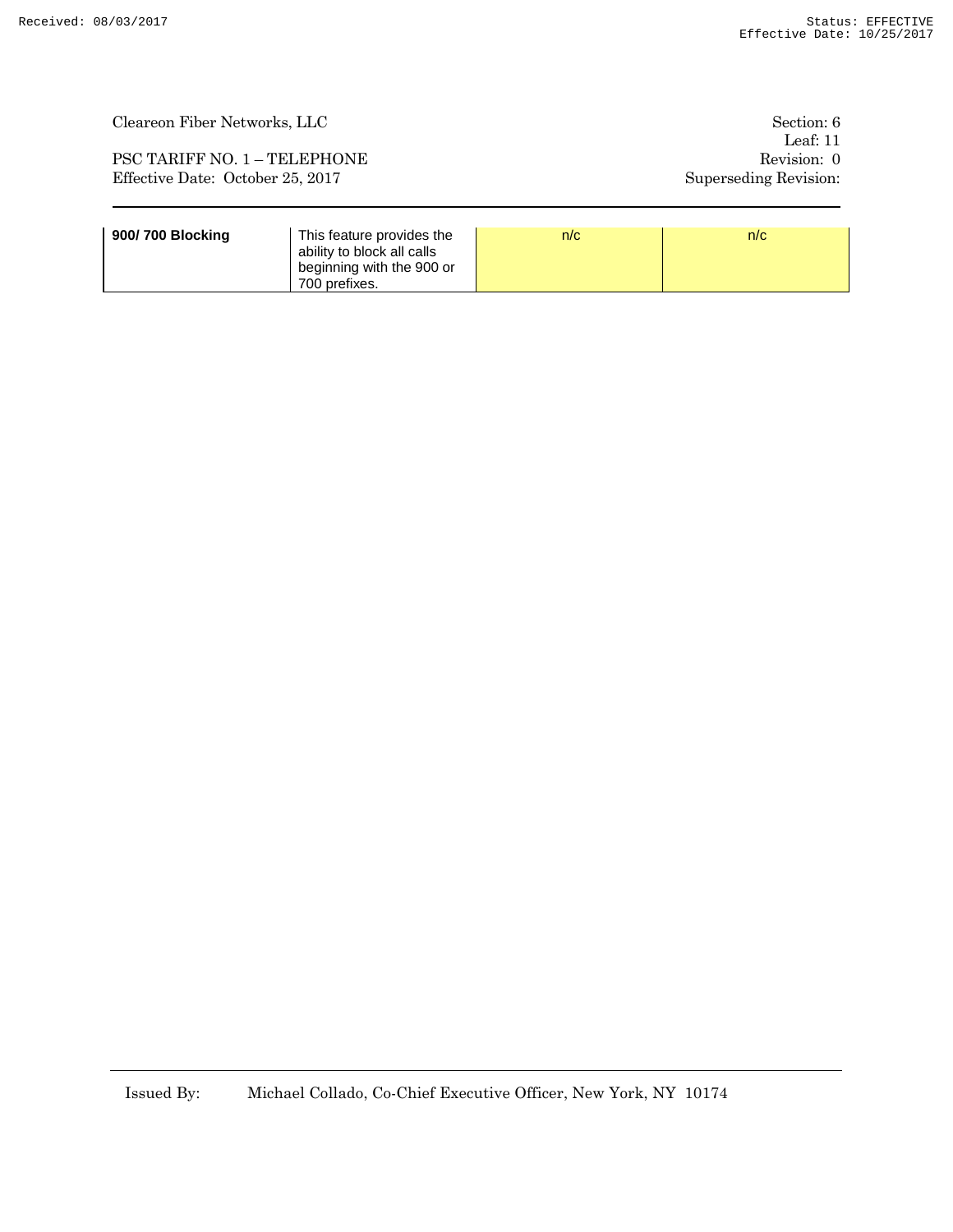| | | | |
|---|---|---|---|
| **900/ 700 Blocking** | This feature provides the ability to block all calls beginning with the 900 or 700 prefixes. | n/c | n/c |